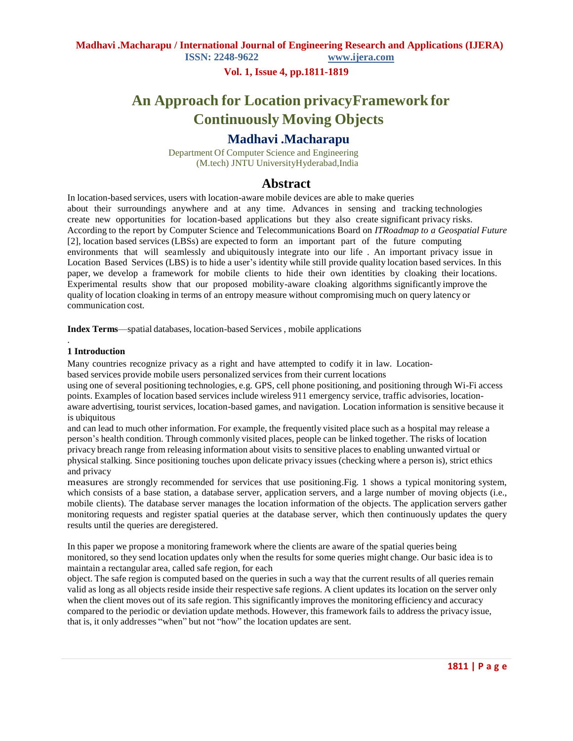# An Approach for Location privacyFramework for Continuously Moving Objects

## Madhavi .Macharapu

Department Of Computer Science and Engineering
(M.tech) JNTU UniversityHyderabad,India

## Abstract

In location-based services, users with location-aware mobile devices are able to make queries about their surroundings anywhere and at any time. Advances in sensing and tracking technologies create new opportunities for location-based applications but they also create significant privacy risks. According to the report by Computer Science and Telecommunications Board on *ITRoadmap to a Geospatial Future* [2], location based services (LBSs) are expected to form an important part of the future computing environments that will seamlessly and ubiquitously integrate into our life . An important privacy issue in Location Based Services (LBS) is to hide a user's identity while still provide quality location based services. In this paper, we develop a framework for mobile clients to hide their own identities by cloaking their locations. Experimental results show that our proposed mobility-aware cloaking algorithms significantly improve the quality of location cloaking in terms of an entropy measure without compromising much on query latency or communication cost.

**Index Terms**—spatial databases, location-based Services , mobile applications

.

### 1 Introduction

Many countries recognize privacy as a right and have attempted to codify it in law. Location-based services provide mobile users personalized services from their current locations using one of several positioning technologies, e.g. GPS, cell phone positioning, and positioning through Wi-Fi access points. Examples of location based services include wireless 911 emergency service, traffic advisories, location-aware advertising, tourist services, location-based games, and navigation. Location information is sensitive because it is ubiquitous and can lead to much other information. For example, the frequently visited place such as a hospital may release a person's health condition. Through commonly visited places, people can be linked together. The risks of location privacy breach range from releasing information about visits to sensitive places to enabling unwanted virtual or physical stalking. Since positioning touches upon delicate privacy issues (checking where a person is), strict ethics and privacy measures are strongly recommended for services that use positioning.Fig. 1 shows a typical monitoring system, which consists of a base station, a database server, application servers, and a large number of moving objects (i.e., mobile clients). The database server manages the location information of the objects. The application servers gather monitoring requests and register spatial queries at the database server, which then continuously updates the query results until the queries are deregistered.

In this paper we propose a monitoring framework where the clients are aware of the spatial queries being monitored, so they send location updates only when the results for some queries might change. Our basic idea is to maintain a rectangular area, called safe region, for each object. The safe region is computed based on the queries in such a way that the current results of all queries remain valid as long as all objects reside inside their respective safe regions. A client updates its location on the server only when the client moves out of its safe region. This significantly improves the monitoring efficiency and accuracy compared to the periodic or deviation update methods. However, this framework fails to address the privacy issue, that is, it only addresses "when" but not "how" the location updates are sent.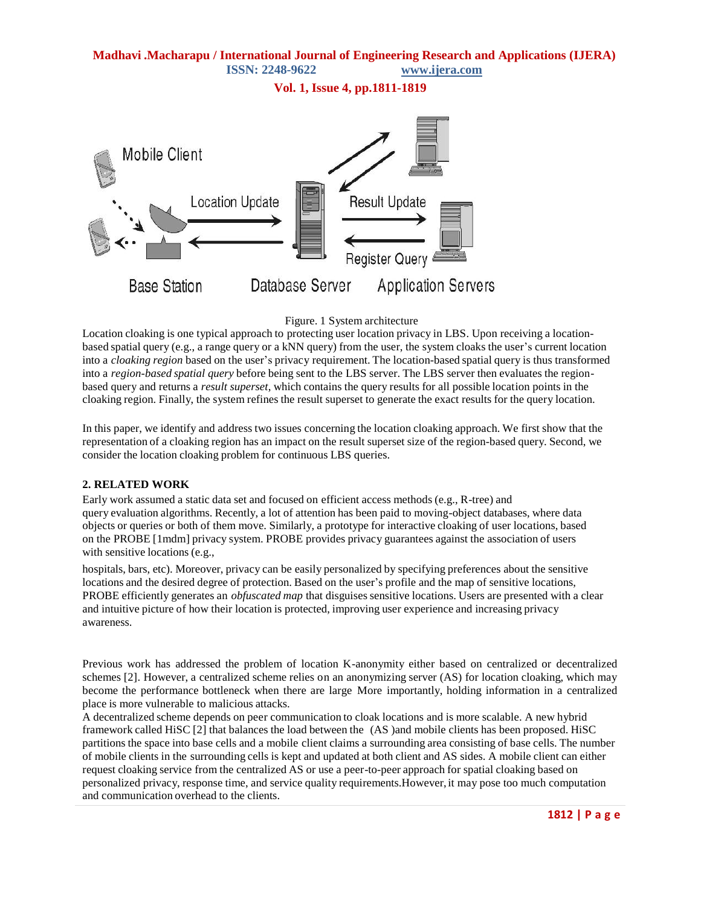Figure. 1 System architecture

Location cloaking is one typical approach to protecting user location privacy in LBS. Upon receiving a location-based spatial query (e.g., a range query or a kNN query) from the user, the system cloaks the user's current location into a *cloaking region* based on the user's privacy requirement. The location-based spatial query is thus transformed into a *region-based spatial query* before being sent to the LBS server. The LBS server then evaluates the region-based query and returns a *result superset*, which contains the query results for all possible location points in the cloaking region. Finally, the system refines the result superset to generate the exact results for the query location.

In this paper, we identify and address two issues concerning the location cloaking approach. We first show that the representation of a cloaking region has an impact on the result superset size of the region-based query. Second, we consider the location cloaking problem for continuous LBS queries.

## 2. RELATED WORK

Early work assumed a static data set and focused on efficient access methods (e.g., R-tree) and query evaluation algorithms. Recently, a lot of attention has been paid to moving-object databases, where data objects or queries or both of them move. Similarly, a prototype for interactive cloaking of user locations, based on the PROBE [1mdm] privacy system. PROBE provides privacy guarantees against the association of users with sensitive locations (e.g.,

hospitals, bars, etc). Moreover, privacy can be easily personalized by specifying preferences about the sensitive locations and the desired degree of protection. Based on the user's profile and the map of sensitive locations, PROBE efficiently generates an *obfuscated map* that disguises sensitive locations. Users are presented with a clear and intuitive picture of how their location is protected, improving user experience and increasing privacy awareness.

Previous work has addressed the problem of location K-anonymity either based on centralized or decentralized schemes [2]. However, a centralized scheme relies on an anonymizing server (AS) for location cloaking, which may become the performance bottleneck when there are large More importantly, holding information in a centralized place is more vulnerable to malicious attacks.

A decentralized scheme depends on peer communication to cloak locations and is more scalable. A new hybrid framework called HiSC [2] that balances the load between the (AS )and mobile clients has been proposed. HiSC partitions the space into base cells and a mobile client claims a surrounding area consisting of base cells. The number of mobile clients in the surrounding cells is kept and updated at both client and AS sides. A mobile client can either request cloaking service from the centralized AS or use a peer-to-peer approach for spatial cloaking based on personalized privacy, response time, and service quality requirements.However, it may pose too much computation and communication overhead to the clients.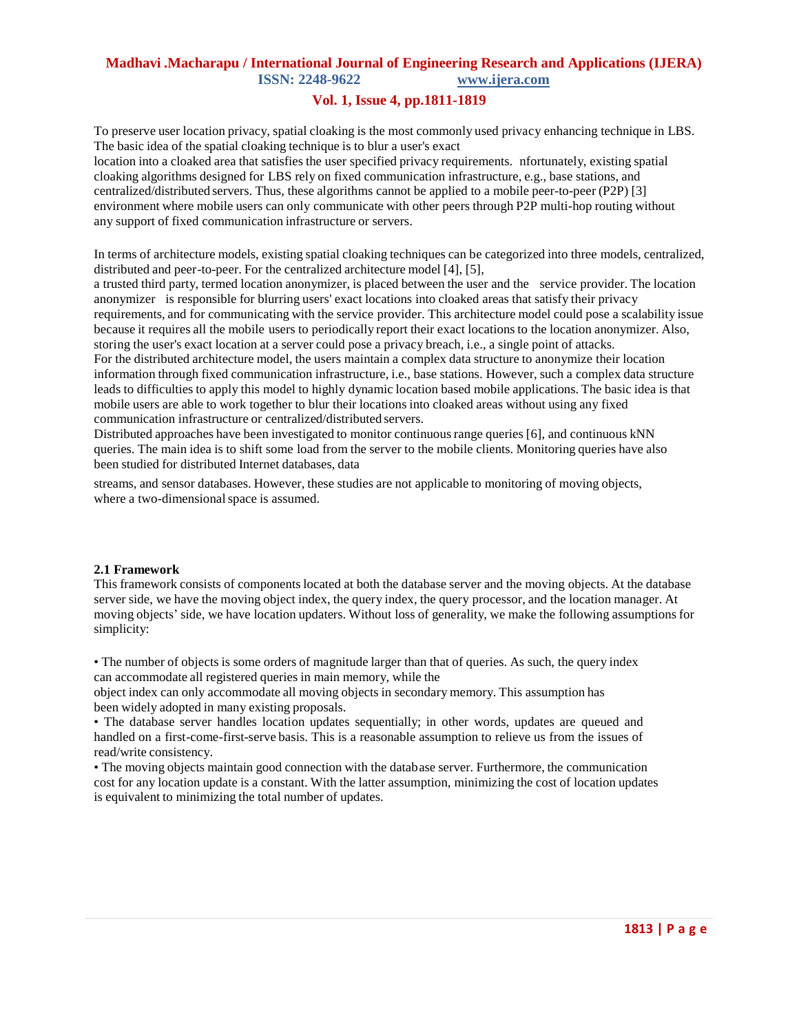To preserve user location privacy, spatial cloaking is the most commonly used privacy enhancing technique in LBS. The basic idea of the spatial cloaking technique is to blur a user's exact location into a cloaked area that satisfies the user specified privacy requirements. nfortunately, existing spatial cloaking algorithms designed for LBS rely on fixed communication infrastructure, e.g., base stations, and centralized/distributed servers. Thus, these algorithms cannot be applied to a mobile peer-to-peer (P2P) [3] environment where mobile users can only communicate with other peers through P2P multi-hop routing without any support of fixed communication infrastructure or servers.

In terms of architecture models, existing spatial cloaking techniques can be categorized into three models, centralized, distributed and peer-to-peer. For the centralized architecture model [4], [5], a trusted third party, termed location anonymizer, is placed between the user and the service provider. The location anonymizer is responsible for blurring users' exact locations into cloaked areas that satisfy their privacy requirements, and for communicating with the service provider. This architecture model could pose a scalability issue because it requires all the mobile users to periodically report their exact locations to the location anonymizer. Also, storing the user's exact location at a server could pose a privacy breach, i.e., a single point of attacks.

For the distributed architecture model, the users maintain a complex data structure to anonymize their location information through fixed communication infrastructure, i.e., base stations. However, such a complex data structure leads to difficulties to apply this model to highly dynamic location based mobile applications. The basic idea is that mobile users are able to work together to blur their locations into cloaked areas without using any fixed communication infrastructure or centralized/distributed servers.

Distributed approaches have been investigated to monitor continuous range queries [6], and continuous kNN queries. The main idea is to shift some load from the server to the mobile clients. Monitoring queries have also been studied for distributed Internet databases, data streams, and sensor databases. However, these studies are not applicable to monitoring of moving objects, where a two-dimensional space is assumed.

**2.1 Framework**

This framework consists of components located at both the database server and the moving objects. At the database server side, we have the moving object index, the query index, the query processor, and the location manager. At moving objects' side, we have location updaters. Without loss of generality, we make the following assumptions for simplicity:

• The number of objects is some orders of magnitude larger than that of queries. As such, the query index can accommodate all registered queries in main memory, while the object index can only accommodate all moving objects in secondary memory. This assumption has been widely adopted in many existing proposals.

• The database server handles location updates sequentially; in other words, updates are queued and handled on a first-come-first-serve basis. This is a reasonable assumption to relieve us from the issues of read/write consistency.

• The moving objects maintain good connection with the database server. Furthermore, the communication cost for any location update is a constant. With the latter assumption, minimizing the cost of location updates is equivalent to minimizing the total number of updates.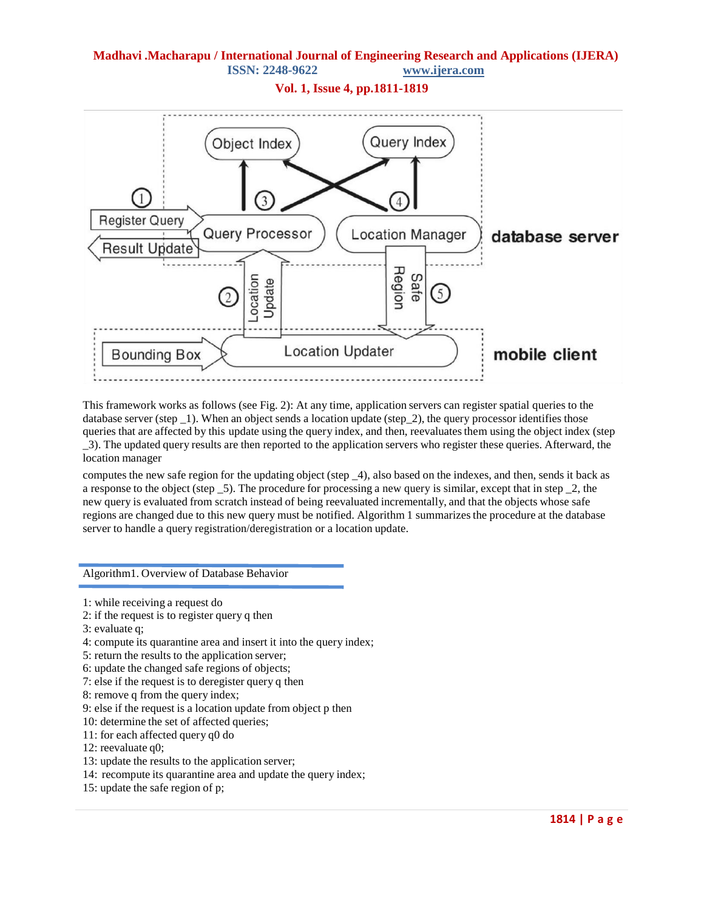This framework works as follows (see Fig. 2): At any time, application servers can register spatial queries to the database server (step _1). When an object sends a location update (step_2), the query processor identifies those queries that are affected by this update using the query index, and then, reevaluates them using the object index (step _3). The updated query results are then reported to the application servers who register these queries. Afterward, the location manager

computes the new safe region for the updating object (step _4), also based on the indexes, and then, sends it back as a response to the object (step _5). The procedure for processing a new query is similar, except that in step _2, the new query is evaluated from scratch instead of being reevaluated incrementally, and that the objects whose safe regions are changed due to this new query must be notified. Algorithm 1 summarizes the procedure at the database server to handle a query registration/deregistration or a location update.

Algorithm1. Overview of Database Behavior

1: while receiving a request do
2: if the request is to register query q then
3: evaluate q;
4: compute its quarantine area and insert it into the query index;
5: return the results to the application server;
6: update the changed safe regions of objects;
7: else if the request is to deregister query q then
8: remove q from the query index;
9: else if the request is a location update from object p then
10: determine the set of affected queries;
11: for each affected query q0 do
12: reevaluate q0;
13: update the results to the application server;
14: recompute its quarantine area and update the query index;
15: update the safe region of p;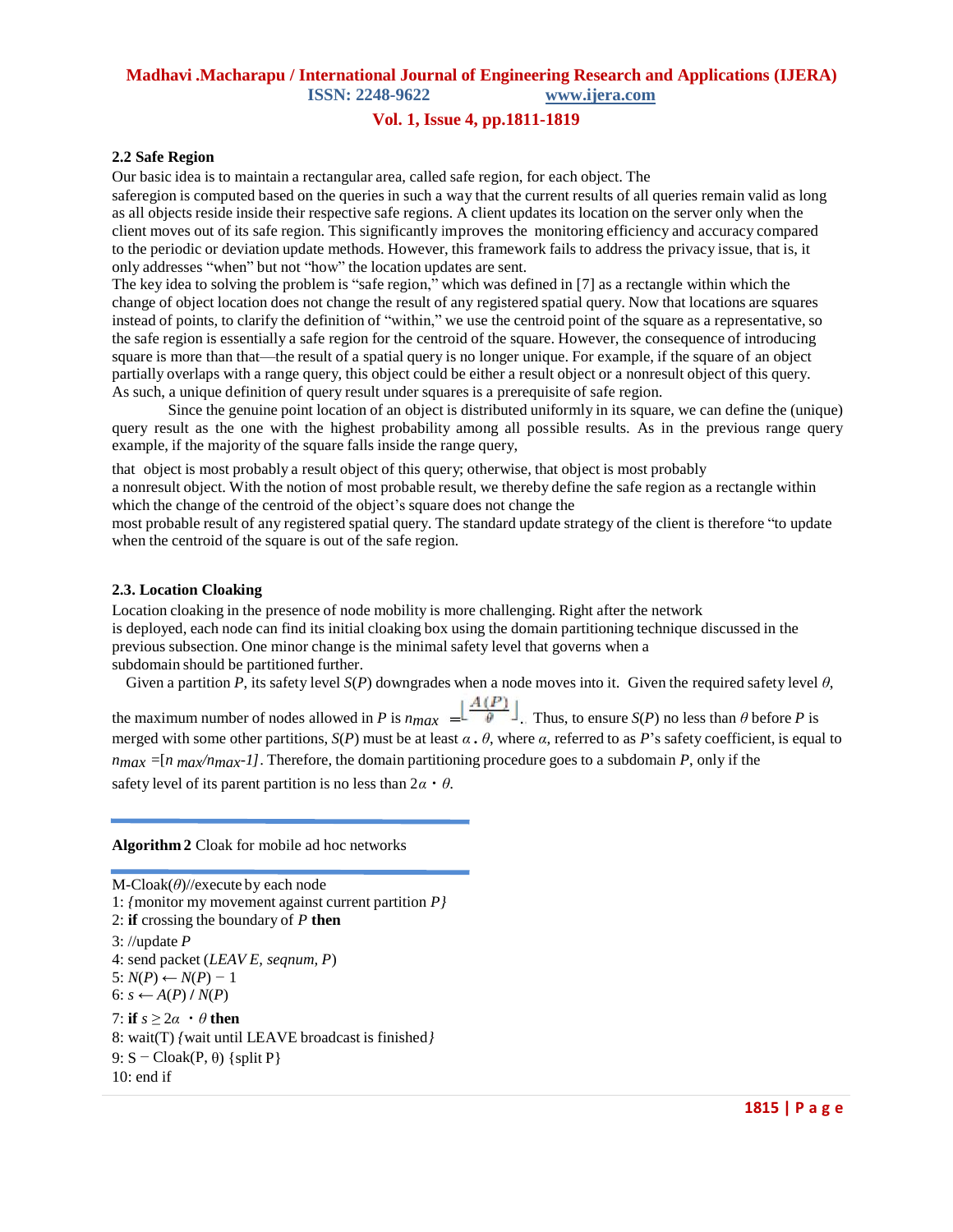### 2.2 Safe Region

Our basic idea is to maintain a rectangular area, called safe region, for each object. The saferegion is computed based on the queries in such a way that the current results of all queries remain valid as long as all objects reside inside their respective safe regions. A client updates its location on the server only when the client moves out of its safe region. This significantly improves the monitoring efficiency and accuracy compared to the periodic or deviation update methods. However, this framework fails to address the privacy issue, that is, it only addresses "when" but not "how" the location updates are sent.

The key idea to solving the problem is "safe region," which was defined in [7] as a rectangle within which the change of object location does not change the result of any registered spatial query. Now that locations are squares instead of points, to clarify the definition of "within," we use the centroid point of the square as a representative, so the safe region is essentially a safe region for the centroid of the square. However, the consequence of introducing square is more than that—the result of a spatial query is no longer unique. For example, if the square of an object partially overlaps with a range query, this object could be either a result object or a nonresult object of this query. As such, a unique definition of query result under squares is a prerequisite of safe region.

Since the genuine point location of an object is distributed uniformly in its square, we can define the (unique) query result as the one with the highest probability among all possible results. As in the previous range query example, if the majority of the square falls inside the range query, that object is most probably a result object of this query; otherwise, that object is most probably a nonresult object. With the notion of most probable result, we thereby define the safe region as a rectangle within which the change of the centroid of the object's square does not change the most probable result of any registered spatial query. The standard update strategy of the client is therefore "to update when the centroid of the square is out of the safe region.

### 2.3. Location Cloaking

Location cloaking in the presence of node mobility is more challenging. Right after the network is deployed, each node can find its initial cloaking box using the domain partitioning technique discussed in the previous subsection. One minor change is the minimal safety level that governs when a subdomain should be partitioned further.

Given a partition $P$, its safety level $S(P)$ downgrades when a node moves into it. Given the required safety level $\theta$, the maximum number of nodes allowed in $P$ is $n_{max} = \left\lfloor \frac{A(P)}{\theta} \right\rfloor$. Thus, to ensure $S(P)$ no less than $\theta$ before $P$ is merged with some other partitions, $S(P)$ must be at least $\alpha \cdot \theta$, where $\alpha$, referred to as $P$'s safety coefficient, is equal to $n_{max} = [n_{max}/n_{max}-1]$. Therefore, the domain partitioning procedure goes to a subdomain $P$, only if the safety level of its parent partition is no less than $2\alpha \cdot \theta$.

**Algorithm 2** Cloak for mobile ad hoc networks

M-Cloak($\theta$)//execute by each node
1: {monitor my movement against current partition $P$}
2: **if** crossing the boundary of $P$ **then**
3: //update $P$
4: send packet (*LEAVE*, *seqnum*, *P*)
5: $N(P) \leftarrow N(P) - 1$
6: $s \leftarrow A(P) / N(P)$
7: **if** $s \geq 2\alpha \cdot \theta$ **then**
8: wait(T) {wait until LEAVE broadcast is finished}
9: S − Cloak(P, θ) {split P}
10: end if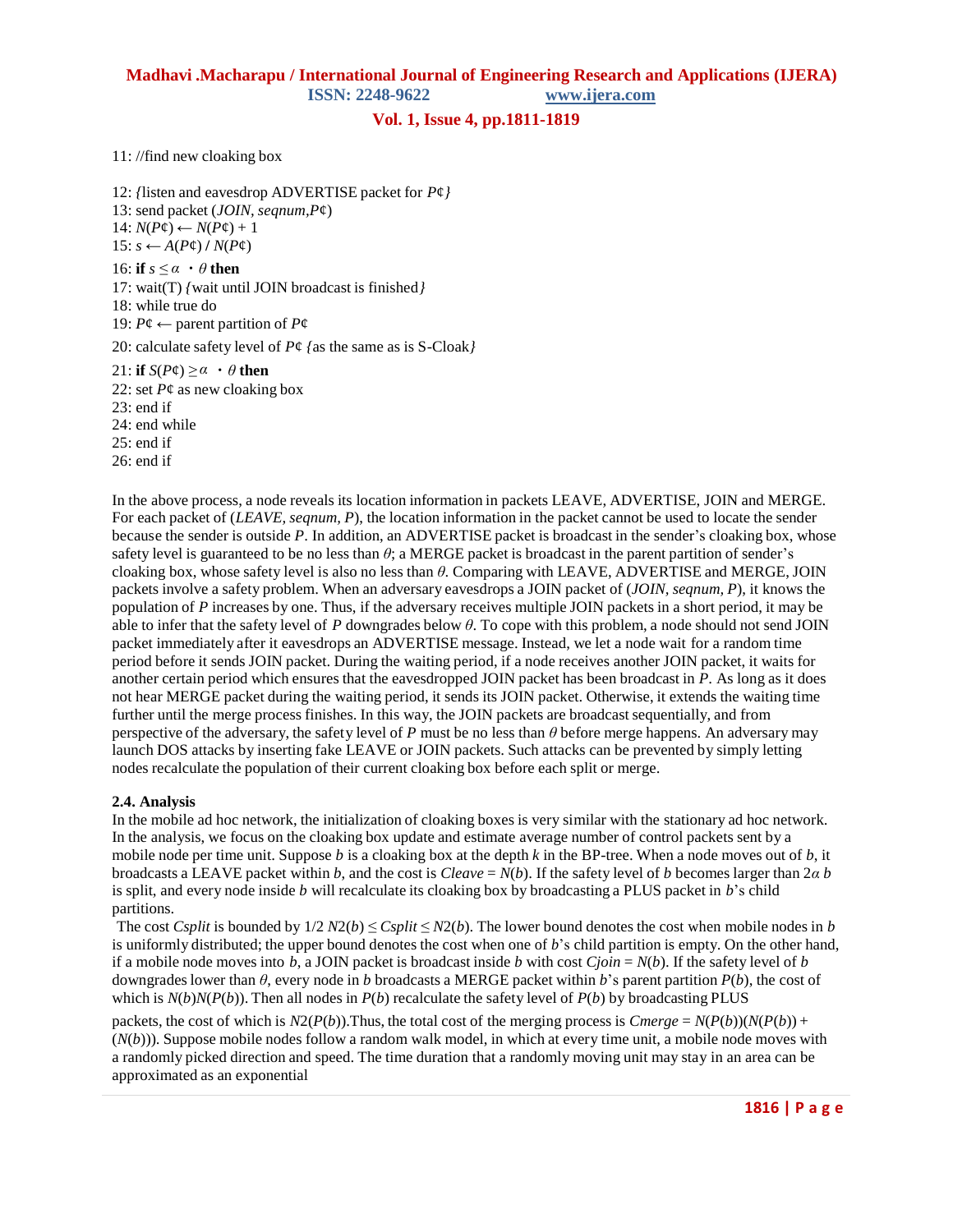11: //find new cloaking box

12: {listen and eavesdrop ADVERTISE packet for $P¢$}
13: send packet ($JOIN$, $seqnum$,$P¢$)
14: $N(P¢) \leftarrow N(P¢) + 1$
15: $s \leftarrow A(P¢) / N(P¢)$
16: **if** $s \leq \alpha \cdot \theta$ **then**
17: wait(T) {wait until JOIN broadcast is finished}
18: while true do
19: $P¢ \leftarrow$ parent partition of $P¢$
20: calculate safety level of $P¢$ {as the same as is S-Cloak}
21: **if** $S(P¢) \geq \alpha \cdot \theta$ **then**
22: set $P¢$ as new cloaking box
23: end if
24: end while
25: end if
26: end if

In the above process, a node reveals its location information in packets LEAVE, ADVERTISE, JOIN and MERGE. For each packet of ($LEAVE$, $seqnum$, $P$), the location information in the packet cannot be used to locate the sender because the sender is outside $P$. In addition, an ADVERTISE packet is broadcast in the sender's cloaking box, whose safety level is guaranteed to be no less than $\theta$; a MERGE packet is broadcast in the parent partition of sender's cloaking box, whose safety level is also no less than $\theta$. Comparing with LEAVE, ADVERTISE and MERGE, JOIN packets involve a safety problem. When an adversary eavesdrops a JOIN packet of ($JOIN$, $seqnum$, $P$), it knows the population of $P$ increases by one. Thus, if the adversary receives multiple JOIN packets in a short period, it may be able to infer that the safety level of $P$ downgrades below $\theta$. To cope with this problem, a node should not send JOIN packet immediately after it eavesdrops an ADVERTISE message. Instead, we let a node wait for a random time period before it sends JOIN packet. During the waiting period, if a node receives another JOIN packet, it waits for another certain period which ensures that the eavesdropped JOIN packet has been broadcast in $P$. As long as it does not hear MERGE packet during the waiting period, it sends its JOIN packet. Otherwise, it extends the waiting time further until the merge process finishes. In this way, the JOIN packets are broadcast sequentially, and from perspective of the adversary, the safety level of $P$ must be no less than $\theta$ before merge happens. An adversary may launch DOS attacks by inserting fake LEAVE or JOIN packets. Such attacks can be prevented by simply letting nodes recalculate the population of their current cloaking box before each split or merge.

**2.4. Analysis**

In the mobile ad hoc network, the initialization of cloaking boxes is very similar with the stationary ad hoc network. In the analysis, we focus on the cloaking box update and estimate average number of control packets sent by a mobile node per time unit. Suppose $b$ is a cloaking box at the depth $k$ in the BP-tree. When a node moves out of $b$, it broadcasts a LEAVE packet within $b$, and the cost is $C_{leave} = N(b)$. If the safety level of $b$ becomes larger than $2\alpha$ $b$ is split, and every node inside $b$ will recalculate its cloaking box by broadcasting a PLUS packet in $b$'s child partitions.

The cost $C_{split}$ is bounded by $1/2\ N2(b) \leq C_{split} \leq N2(b)$. The lower bound denotes the cost when mobile nodes in $b$ is uniformly distributed; the upper bound denotes the cost when one of $b$'s child partition is empty. On the other hand, if a mobile node moves into $b$, a JOIN packet is broadcast inside $b$ with cost $C_{join} = N(b)$. If the safety level of $b$ downgrades lower than $\theta$, every node in $b$ broadcasts a MERGE packet within $b$'s parent partition $P(b)$, the cost of which is $N(b)N(P(b))$. Then all nodes in $P(b)$ recalculate the safety level of $P(b)$ by broadcasting PLUS packets, the cost of which is $N2(P(b))$.Thus, the total cost of the merging process is $C_{merge} = N(P(b))(N(P(b)) + (N(b)))$. Suppose mobile nodes follow a random walk model, in which at every time unit, a mobile node moves with a randomly picked direction and speed. The time duration that a randomly moving unit may stay in an area can be approximated as an exponential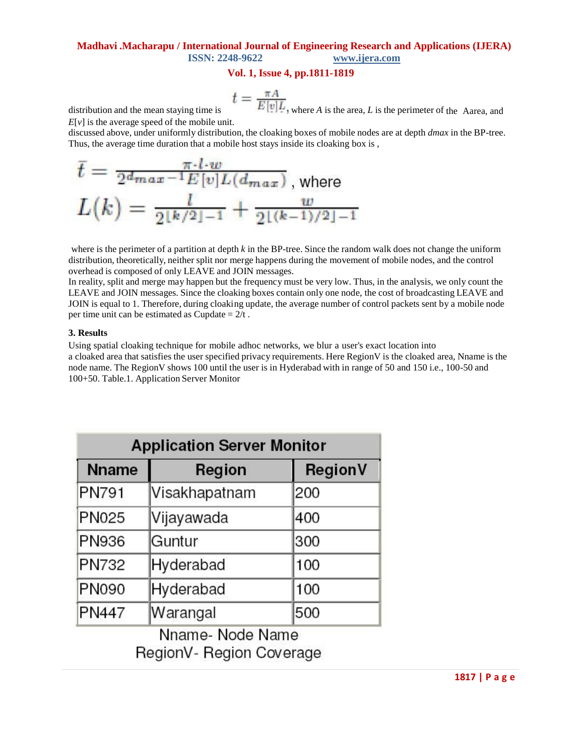distribution and the mean staying time is $t = \frac{\pi A}{E[v]L}$, where $A$ is the area, $L$ is the perimeter of the Aarea, and $E[v]$ is the average speed of the mobile unit.

discussed above, under uniformly distribution, the cloaking boxes of mobile nodes are at depth *dmax* in the BP-tree. Thus, the average time duration that a mobile host stays inside its cloaking box is ,

$$\bar{t} = \frac{\pi \cdot l \cdot w}{2^{d_{max}-1} E[v] L(d_{max})}, \text{ where}$$

$$L(k) = \frac{l}{2^{\lfloor k/2 \rfloor - 1}} + \frac{w}{2^{\lfloor (k-1)/2 \rfloor - 1}}$$

where is the perimeter of a partition at depth $k$ in the BP-tree. Since the random walk does not change the uniform distribution, theoretically, neither split nor merge happens during the movement of mobile nodes, and the control overhead is composed of only LEAVE and JOIN messages.

In reality, split and merge may happen but the frequency must be very low. Thus, in the analysis, we only count the LEAVE and JOIN messages. Since the cloaking boxes contain only one node, the cost of broadcasting LEAVE and JOIN is equal to 1. Therefore, during cloaking update, the average number of control packets sent by a mobile node per time unit can be estimated as Cupdate = 2/t .

### 3. Results

Using spatial cloaking technique for mobile adhoc networks, we blur a user's exact location into a cloaked area that satisfies the user specified privacy requirements. Here RegionV is the cloaked area, Nname is the node name. The RegionV shows 100 until the user is in Hyderabad with in range of 50 and 150 i.e., 100-50 and 100+50. Table.1. Application Server Monitor

| Application Server Monitor | | |
|---|---|---|
| **Nname** | **Region** | **RegionV** |
| PN791 | Visakhapatnam | 200 |
| PN025 | Vijayawada | 400 |
| PN936 | Guntur | 300 |
| PN732 | Hyderabad | 100 |
| PN090 | Hyderabad | 100 |
| PN447 | Warangal | 500 |

Nname- Node Name

RegionV- Region Coverage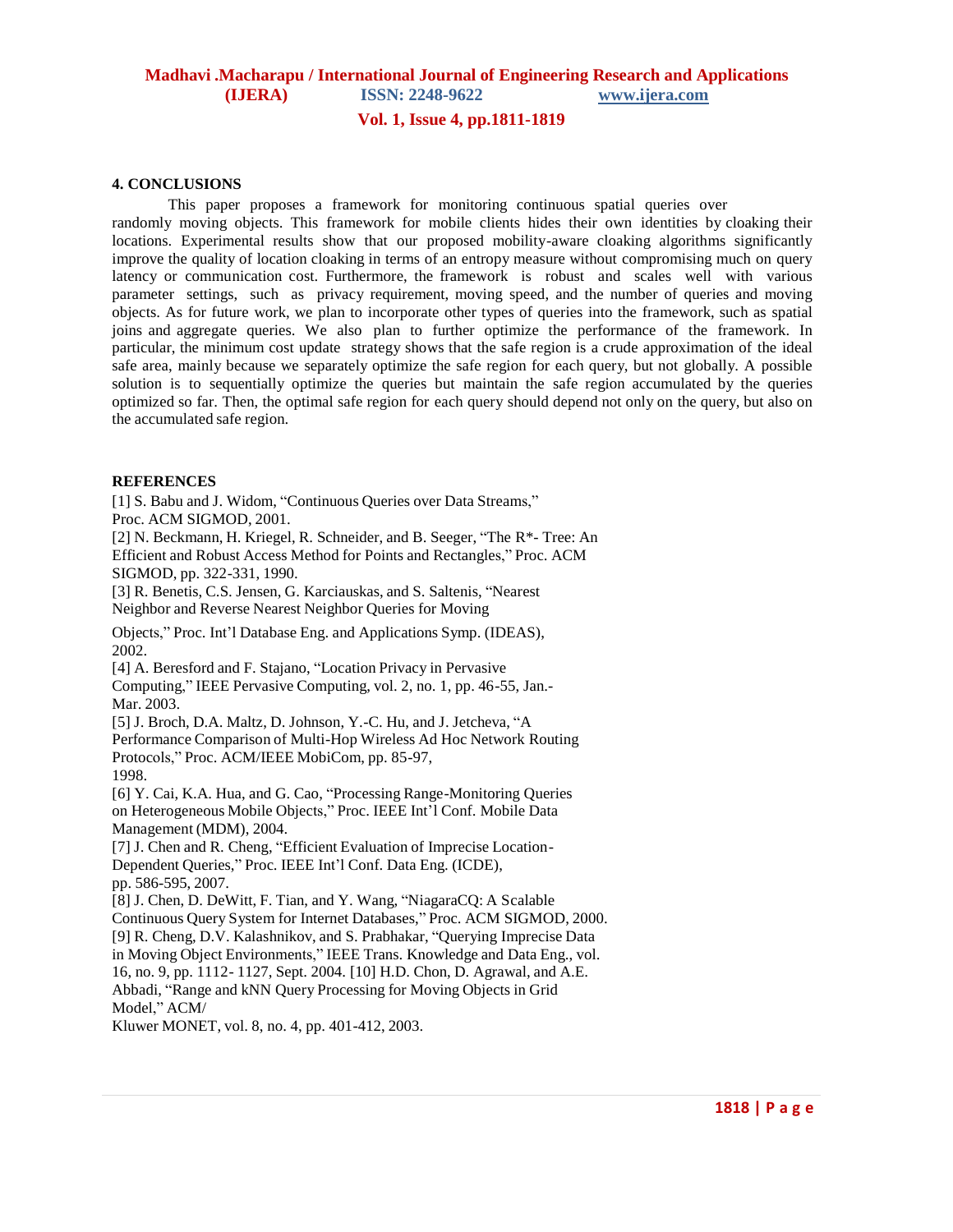## 4. CONCLUSIONS

This paper proposes a framework for monitoring continuous spatial queries over randomly moving objects. This framework for mobile clients hides their own identities by cloaking their locations. Experimental results show that our proposed mobility-aware cloaking algorithms significantly improve the quality of location cloaking in terms of an entropy measure without compromising much on query latency or communication cost. Furthermore, the framework is robust and scales well with various parameter settings, such as privacy requirement, moving speed, and the number of queries and moving objects. As for future work, we plan to incorporate other types of queries into the framework, such as spatial joins and aggregate queries. We also plan to further optimize the performance of the framework. In particular, the minimum cost update strategy shows that the safe region is a crude approximation of the ideal safe area, mainly because we separately optimize the safe region for each query, but not globally. A possible solution is to sequentially optimize the queries but maintain the safe region accumulated by the queries optimized so far. Then, the optimal safe region for each query should depend not only on the query, but also on the accumulated safe region.

## REFERENCES

[1] S. Babu and J. Widom, "Continuous Queries over Data Streams," Proc. ACM SIGMOD, 2001.

[2] N. Beckmann, H. Kriegel, R. Schneider, and B. Seeger, "The R*- Tree: An Efficient and Robust Access Method for Points and Rectangles," Proc. ACM SIGMOD, pp. 322-331, 1990.

[3] R. Benetis, C.S. Jensen, G. Karciauskas, and S. Saltenis, "Nearest Neighbor and Reverse Nearest Neighbor Queries for Moving Objects," Proc. Int'l Database Eng. and Applications Symp. (IDEAS), 2002.

[4] A. Beresford and F. Stajano, "Location Privacy in Pervasive Computing," IEEE Pervasive Computing, vol. 2, no. 1, pp. 46-55, Jan.-Mar. 2003.

[5] J. Broch, D.A. Maltz, D. Johnson, Y.-C. Hu, and J. Jetcheva, "A Performance Comparison of Multi-Hop Wireless Ad Hoc Network Routing Protocols," Proc. ACM/IEEE MobiCom, pp. 85-97, 1998.

[6] Y. Cai, K.A. Hua, and G. Cao, "Processing Range-Monitoring Queries on Heterogeneous Mobile Objects," Proc. IEEE Int'l Conf. Mobile Data Management (MDM), 2004.

[7] J. Chen and R. Cheng, "Efficient Evaluation of Imprecise Location-Dependent Queries," Proc. IEEE Int'l Conf. Data Eng. (ICDE), pp. 586-595, 2007.

[8] J. Chen, D. DeWitt, F. Tian, and Y. Wang, "NiagaraCQ: A Scalable Continuous Query System for Internet Databases," Proc. ACM SIGMOD, 2000.

[9] R. Cheng, D.V. Kalashnikov, and S. Prabhakar, "Querying Imprecise Data in Moving Object Environments," IEEE Trans. Knowledge and Data Eng., vol. 16, no. 9, pp. 1112- 1127, Sept. 2004.

[10] H.D. Chon, D. Agrawal, and A.E. Abbadi, "Range and kNN Query Processing for Moving Objects in Grid Model," ACM/ Kluwer MONET, vol. 8, no. 4, pp. 401-412, 2003.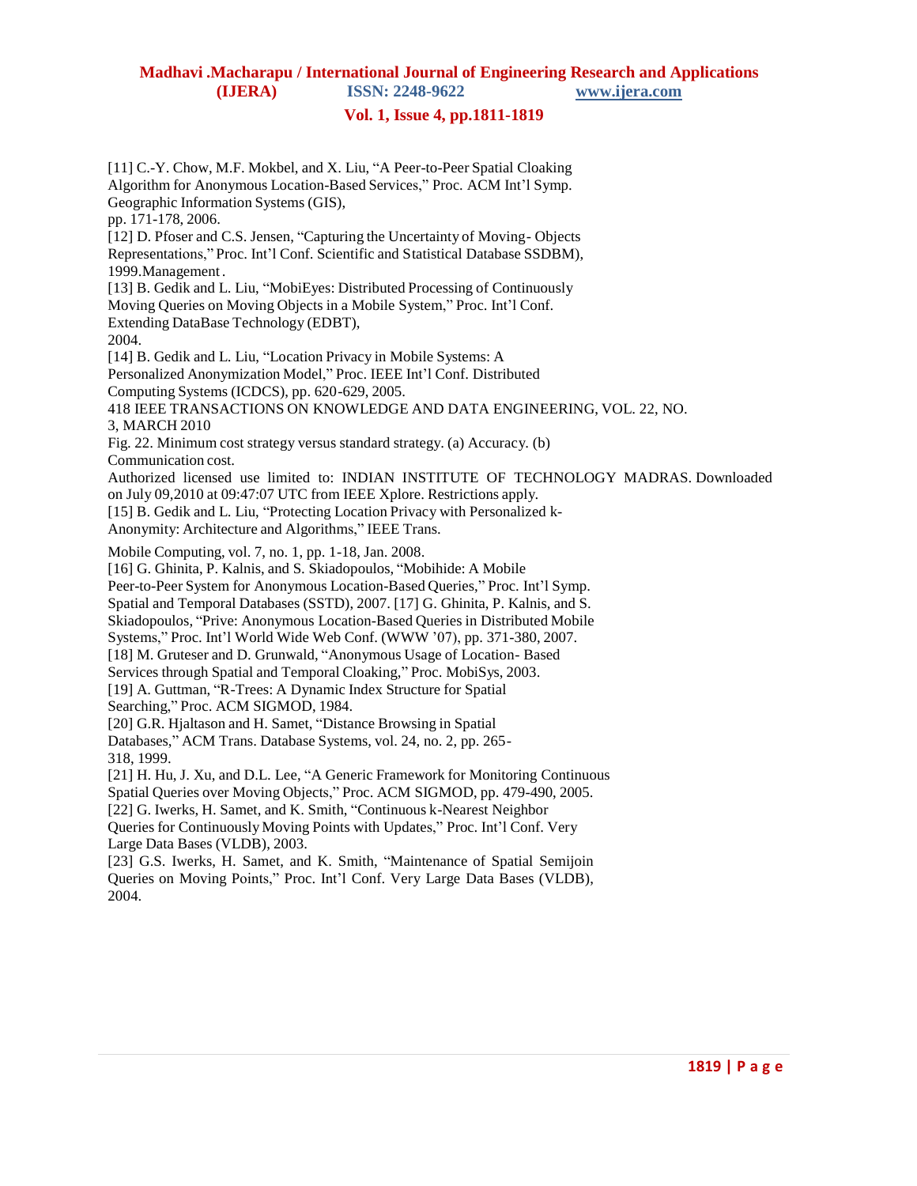[11] C.-Y. Chow, M.F. Mokbel, and X. Liu, "A Peer-to-Peer Spatial Cloaking Algorithm for Anonymous Location-Based Services," Proc. ACM Int'l Symp. Geographic Information Systems (GIS), pp. 171-178, 2006.

[12] D. Pfoser and C.S. Jensen, "Capturing the Uncertainty of Moving- Objects Representations," Proc. Int'l Conf. Scientific and Statistical Database SSDBM), 1999.Management.

[13] B. Gedik and L. Liu, "MobiEyes: Distributed Processing of Continuously Moving Queries on Moving Objects in a Mobile System," Proc. Int'l Conf. Extending DataBase Technology (EDBT), 2004.

[14] B. Gedik and L. Liu, "Location Privacy in Mobile Systems: A Personalized Anonymization Model," Proc. IEEE Int'l Conf. Distributed Computing Systems (ICDCS), pp. 620-629, 2005.

418 IEEE TRANSACTIONS ON KNOWLEDGE AND DATA ENGINEERING, VOL. 22, NO. 3, MARCH 2010

Fig. 22. Minimum cost strategy versus standard strategy. (a) Accuracy. (b) Communication cost.

Authorized licensed use limited to: INDIAN INSTITUTE OF TECHNOLOGY MADRAS. Downloaded on July 09,2010 at 09:47:07 UTC from IEEE Xplore. Restrictions apply.

[15] B. Gedik and L. Liu, "Protecting Location Privacy with Personalized k-Anonymity: Architecture and Algorithms," IEEE Trans. Mobile Computing, vol. 7, no. 1, pp. 1-18, Jan. 2008.

[16] G. Ghinita, P. Kalnis, and S. Skiadopoulos, "Mobihide: A Mobile Peer-to-Peer System for Anonymous Location-Based Queries," Proc. Int'l Symp. Spatial and Temporal Databases (SSTD), 2007.

[17] G. Ghinita, P. Kalnis, and S. Skiadopoulos, "Prive: Anonymous Location-Based Queries in Distributed Mobile Systems," Proc. Int'l World Wide Web Conf. (WWW '07), pp. 371-380, 2007.

[18] M. Gruteser and D. Grunwald, "Anonymous Usage of Location- Based Services through Spatial and Temporal Cloaking," Proc. MobiSys, 2003.

[19] A. Guttman, "R-Trees: A Dynamic Index Structure for Spatial Searching," Proc. ACM SIGMOD, 1984.

[20] G.R. Hjaltason and H. Samet, "Distance Browsing in Spatial Databases," ACM Trans. Database Systems, vol. 24, no. 2, pp. 265-318, 1999.

[21] H. Hu, J. Xu, and D.L. Lee, "A Generic Framework for Monitoring Continuous Spatial Queries over Moving Objects," Proc. ACM SIGMOD, pp. 479-490, 2005.

[22] G. Iwerks, H. Samet, and K. Smith, "Continuous k-Nearest Neighbor Queries for Continuously Moving Points with Updates," Proc. Int'l Conf. Very Large Data Bases (VLDB), 2003.

[23] G.S. Iwerks, H. Samet, and K. Smith, "Maintenance of Spatial Semijoin Queries on Moving Points," Proc. Int'l Conf. Very Large Data Bases (VLDB), 2004.